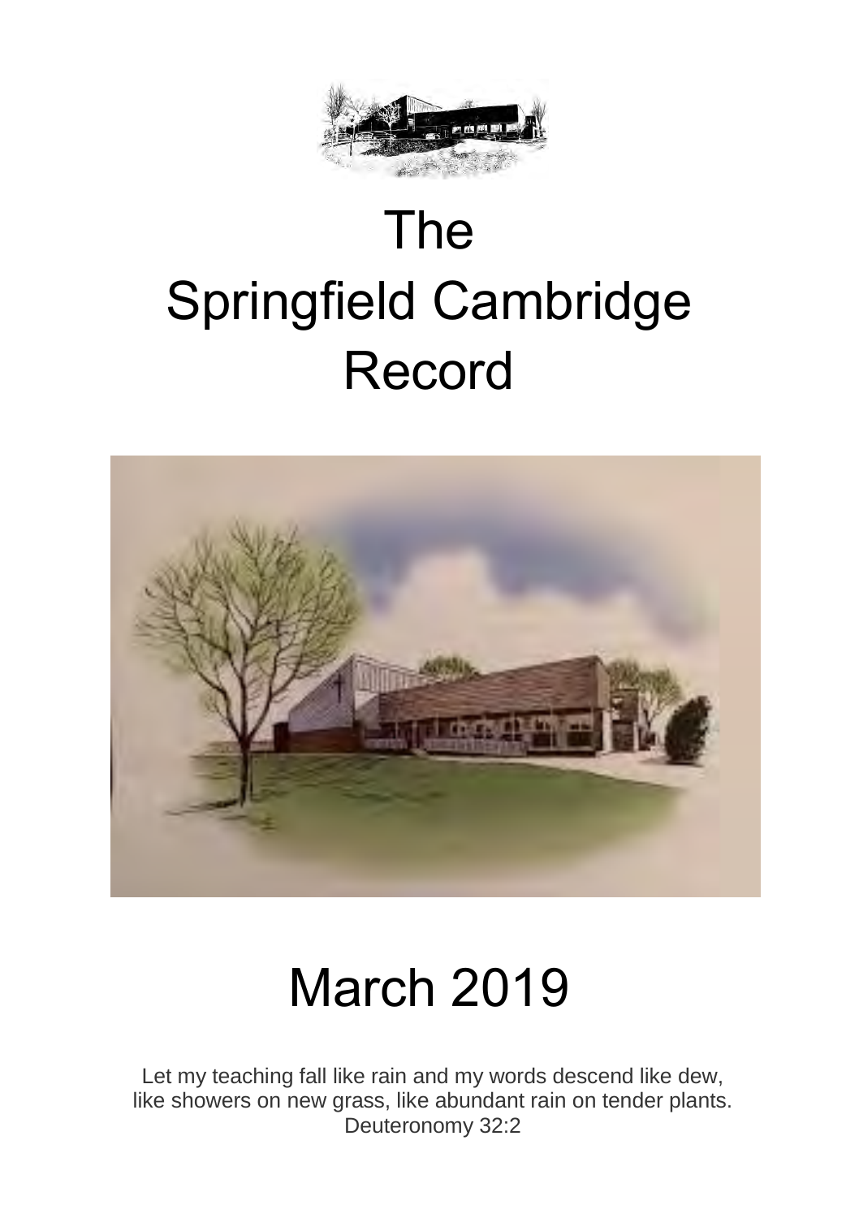# The Springfield Cambridge Record

# March 2019

Let my teaching fall like rain and my words descend like dew,
like showers on new grass, like abundant rain on tender plants.
Deuteronomy 32:2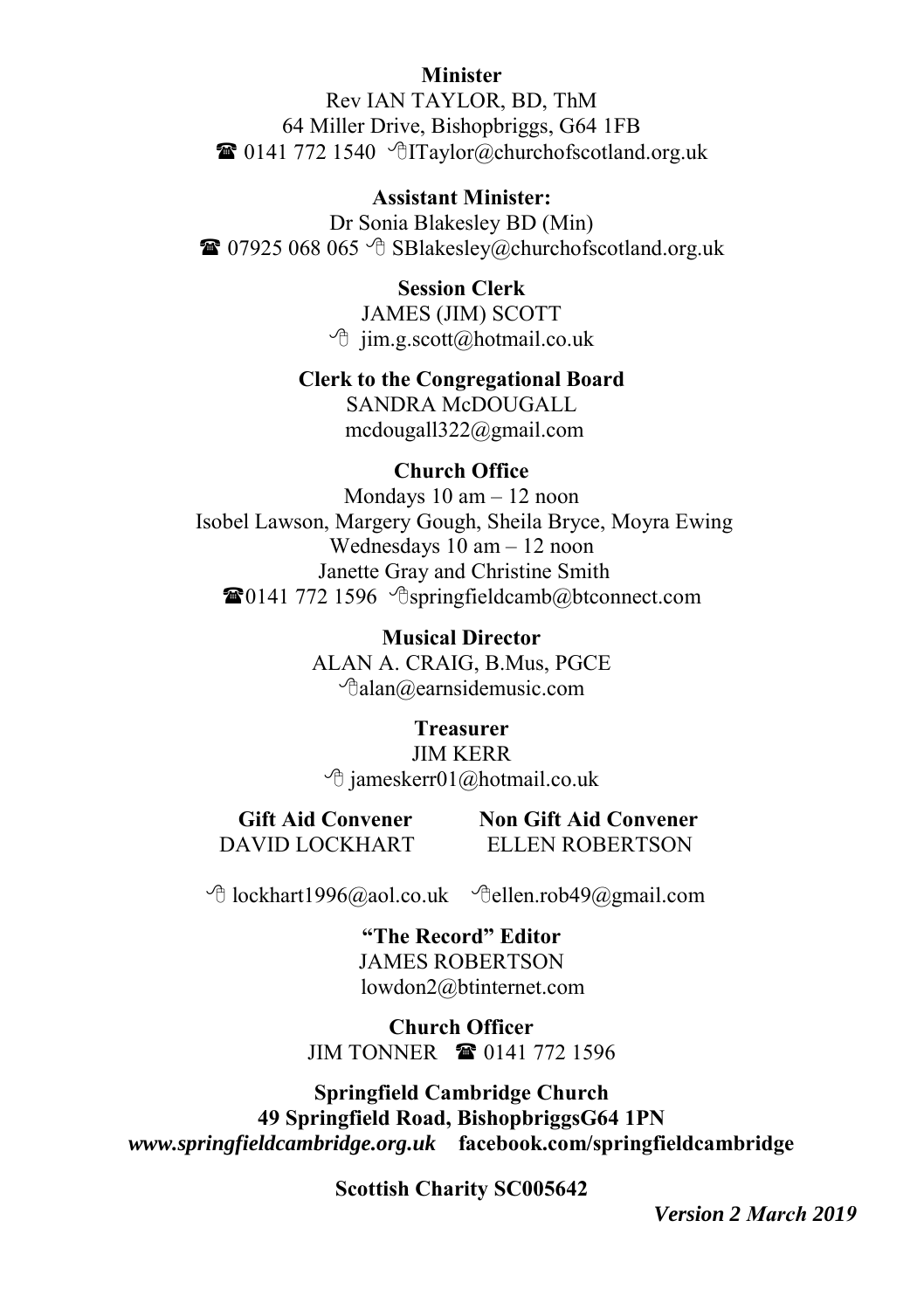**Minister**
Rev IAN TAYLOR, BD, ThM
64 Miller Drive, Bishopbriggs, G64 1FB
☎ 0141 772 1540 ITaylor@churchofscotland.org.uk

**Assistant Minister:**
Dr Sonia Blakesley BD (Min)
☎ 07925 068 065 SBlakesley@churchofscotland.org.uk

**Session Clerk**
JAMES (JIM) SCOTT
jim.g.scott@hotmail.co.uk

**Clerk to the Congregational Board**
SANDRA McDOUGALL
mcdougall322@gmail.com

**Church Office**
Mondays 10 am – 12 noon
Isobel Lawson, Margery Gough, Sheila Bryce, Moyra Ewing
Wednesdays 10 am – 12 noon
Janette Gray and Christine Smith
☎0141 772 1596 springfieldcamb@btconnect.com

**Musical Director**
ALAN A. CRAIG, B.Mus, PGCE
alan@earnsidemusic.com

**Treasurer**
JIM KERR
jameskerr01@hotmail.co.uk

**Gift Aid Convener**
DAVID LOCKHART
lockhart1996@aol.co.uk

**Non Gift Aid Convener**
ELLEN ROBERTSON
ellen.rob49@gmail.com

**"The Record" Editor**
JAMES ROBERTSON
lowdon2@btinternet.com

**Church Officer**
JIM TONNER ☎ 0141 772 1596

**Springfield Cambridge Church**
**49 Springfield Road, BishopbriggsG64 1PN**
***www.springfieldcambridge.org.uk*** **facebook.com/springfieldcambridge**

**Scottish Charity SC005642**

***Version 2 March 2019***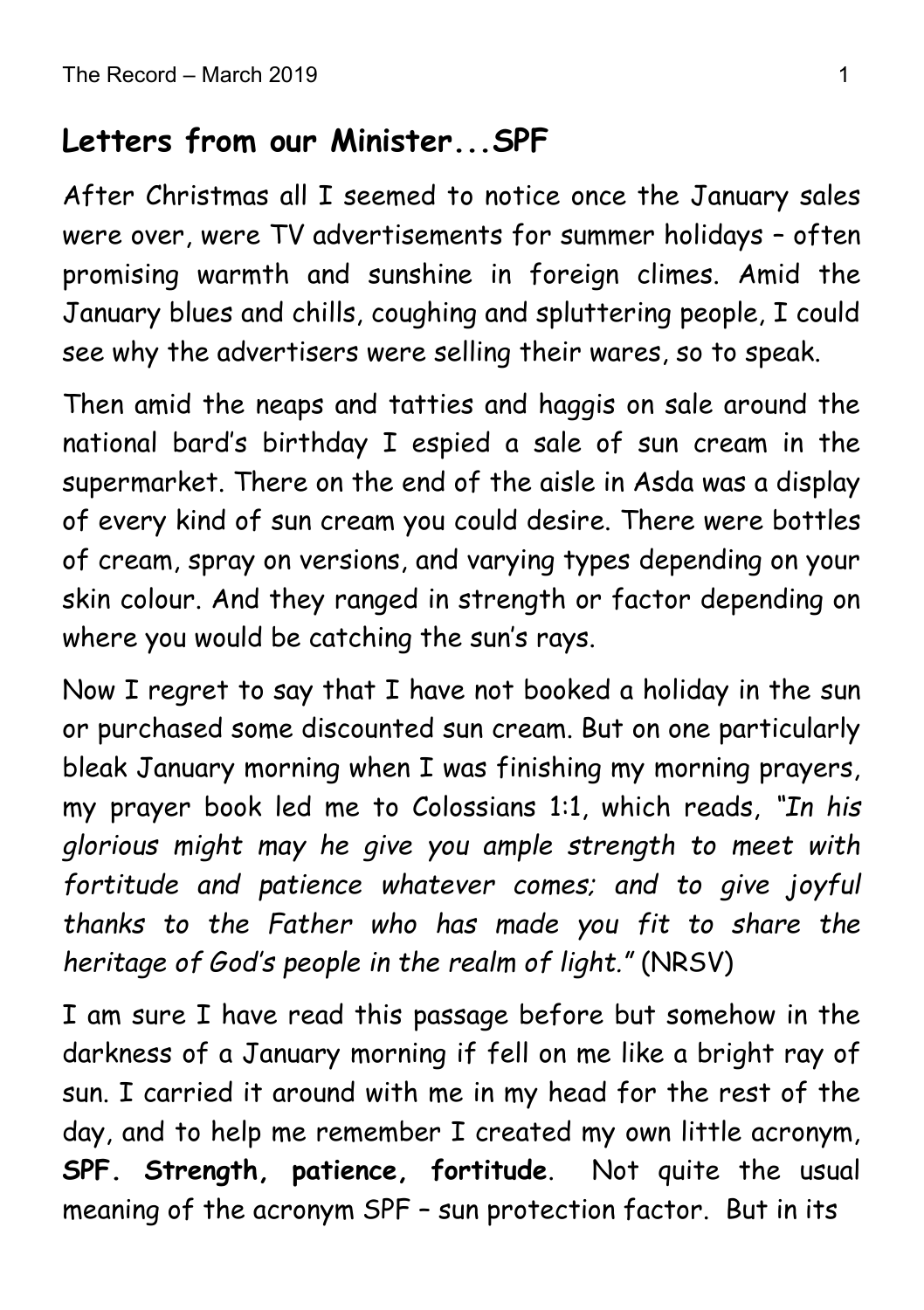## Letters from our Minister...SPF

After Christmas all I seemed to notice once the January sales were over, were TV advertisements for summer holidays – often promising warmth and sunshine in foreign climes. Amid the January blues and chills, coughing and spluttering people, I could see why the advertisers were selling their wares, so to speak.

Then amid the neaps and tatties and haggis on sale around the national bard's birthday I espied a sale of sun cream in the supermarket. There on the end of the aisle in Asda was a display of every kind of sun cream you could desire. There were bottles of cream, spray on versions, and varying types depending on your skin colour. And they ranged in strength or factor depending on where you would be catching the sun's rays.

Now I regret to say that I have not booked a holiday in the sun or purchased some discounted sun cream. But on one particularly bleak January morning when I was finishing my morning prayers, my prayer book led me to Colossians 1:1, which reads, *"In his glorious might may he give you ample strength to meet with fortitude and patience whatever comes; and to give joyful thanks to the Father who has made you fit to share the heritage of God's people in the realm of light."* (NRSV)

I am sure I have read this passage before but somehow in the darkness of a January morning if fell on me like a bright ray of sun. I carried it around with me in my head for the rest of the day, and to help me remember I created my own little acronym, **SPF. Strength, patience, fortitude**. Not quite the usual meaning of the acronym SPF – sun protection factor. But in its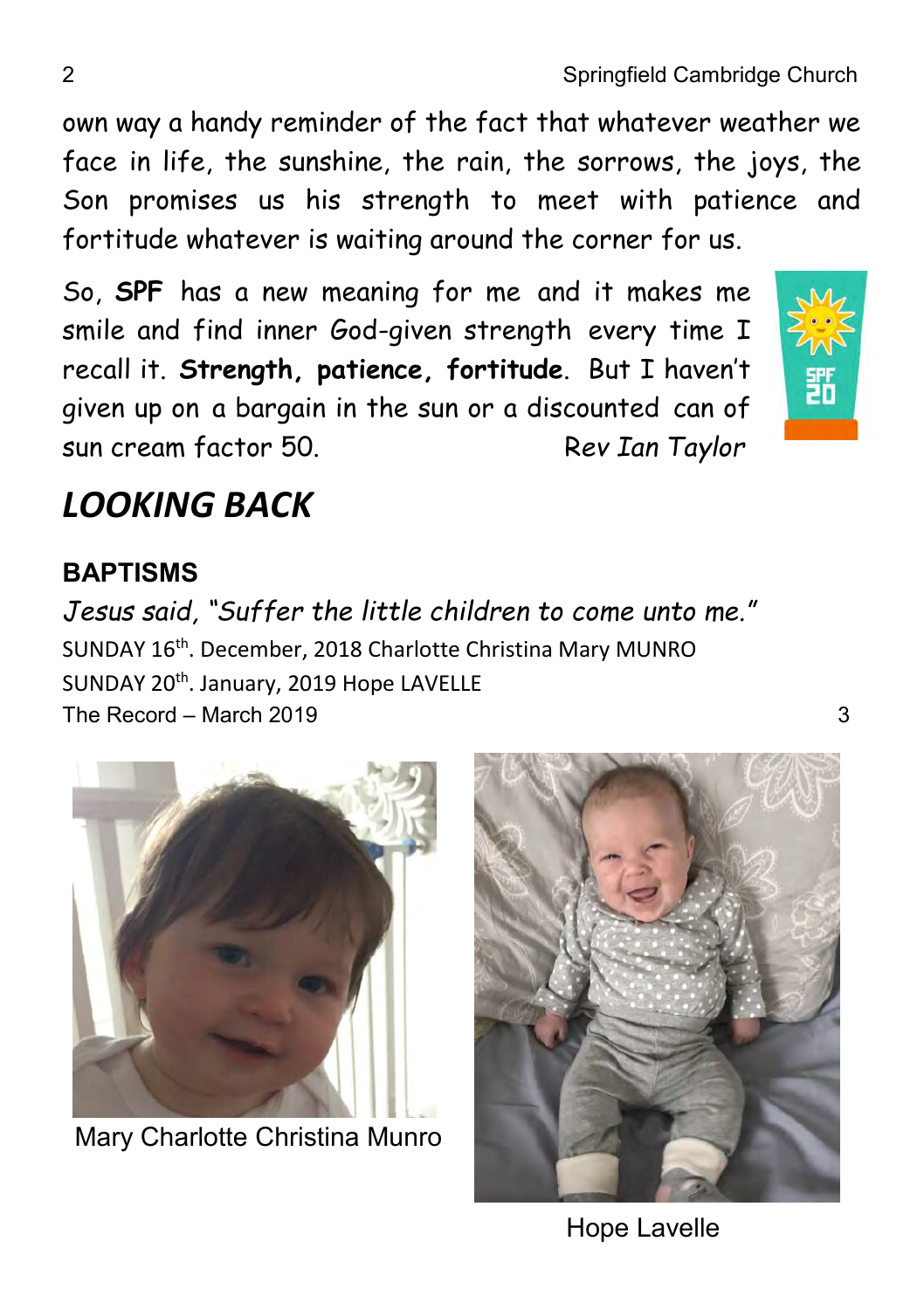own way a handy reminder of the fact that whatever weather we face in life, the sunshine, the rain, the sorrows, the joys, the Son promises us his strength to meet with patience and fortitude whatever is waiting around the corner for us.

So, **SPF** has a new meaning for me and it makes me smile and find inner God-given strength every time I recall it. **Strength, patience, fortitude**. But I haven't given up on a bargain in the sun or a discounted can of sun cream factor 50.

*Rev Ian Taylor*

# *LOOKING BACK*

## BAPTISMS

*Jesus said, "Suffer the little children to come unto me."*

SUNDAY 16th. December, 2018 Charlotte Christina Mary MUNRO

SUNDAY 20th. January, 2019 Hope LAVELLE

Mary Charlotte Christina Munro

Hope Lavelle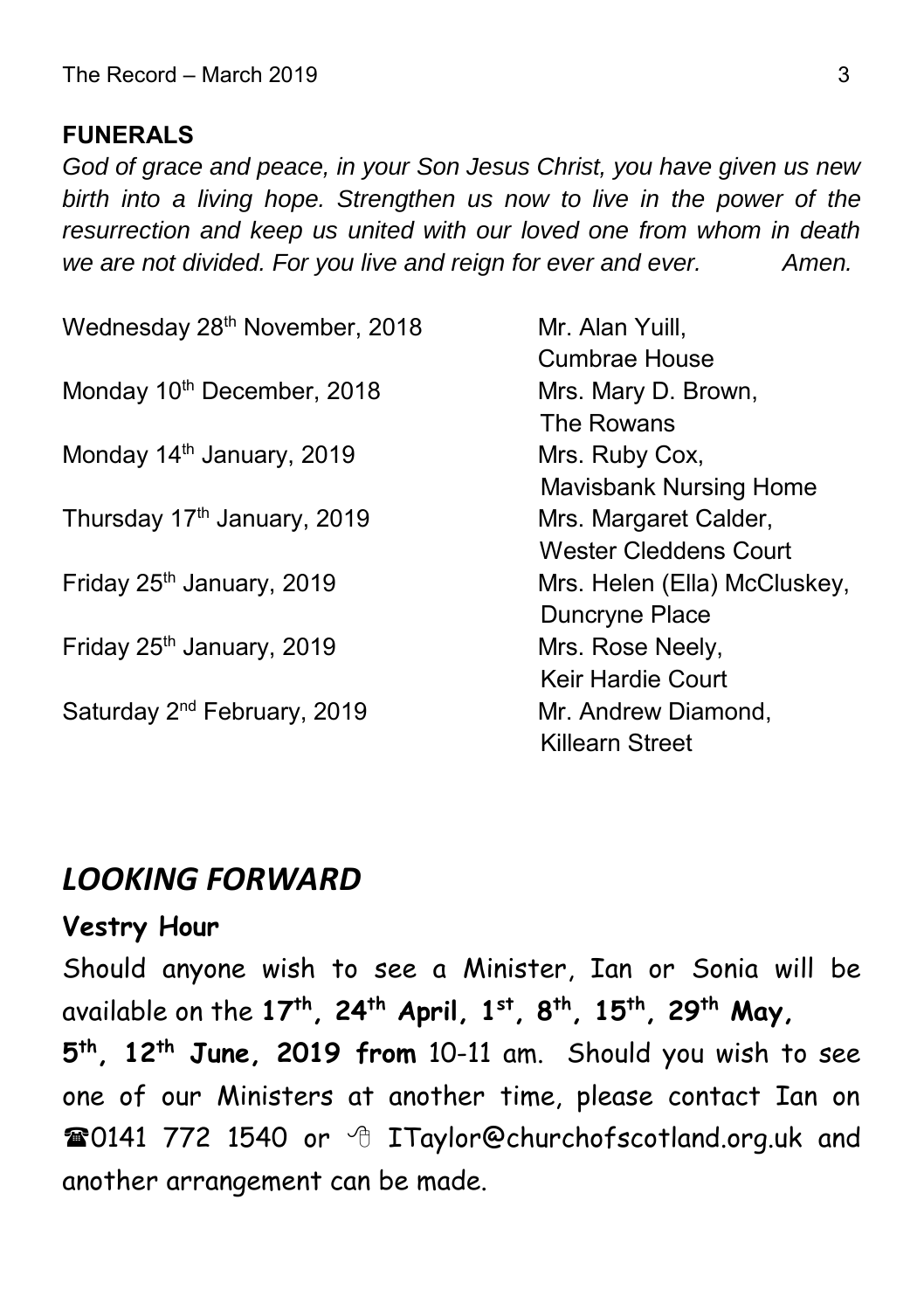## FUNERALS

*God of grace and peace, in your Son Jesus Christ, you have given us new birth into a living hope. Strengthen us now to live in the power of the resurrection and keep us united with our loved one from whom in death we are not divided. For you live and reign for ever and ever. Amen.*

| | |
|---|---|
| Wednesday 28th November, 2018 | Mr. Alan Yuill, Cumbrae House |
| Monday 10th December, 2018 | Mrs. Mary D. Brown, The Rowans |
| Monday 14th January, 2019 | Mrs. Ruby Cox, Mavisbank Nursing Home |
| Thursday 17th January, 2019 | Mrs. Margaret Calder, Wester Cleddens Court |
| Friday 25th January, 2019 | Mrs. Helen (Ella) McCluskey, Duncryne Place |
| Friday 25th January, 2019 | Mrs. Rose Neely, Keir Hardie Court |
| Saturday 2nd February, 2019 | Mr. Andrew Diamond, Killearn Street |

## *LOOKING FORWARD*

### Vestry Hour

Should anyone wish to see a Minister, Ian or Sonia will be available on the **17th, 24th April, 1st, 8th, 15th, 29th May, 5th, 12th June, 2019 from** 10-11 am. Should you wish to see one of our Ministers at another time, please contact Ian on ☎0141 772 1540 or 🖰 ITaylor@churchofscotland.org.uk and another arrangement can be made.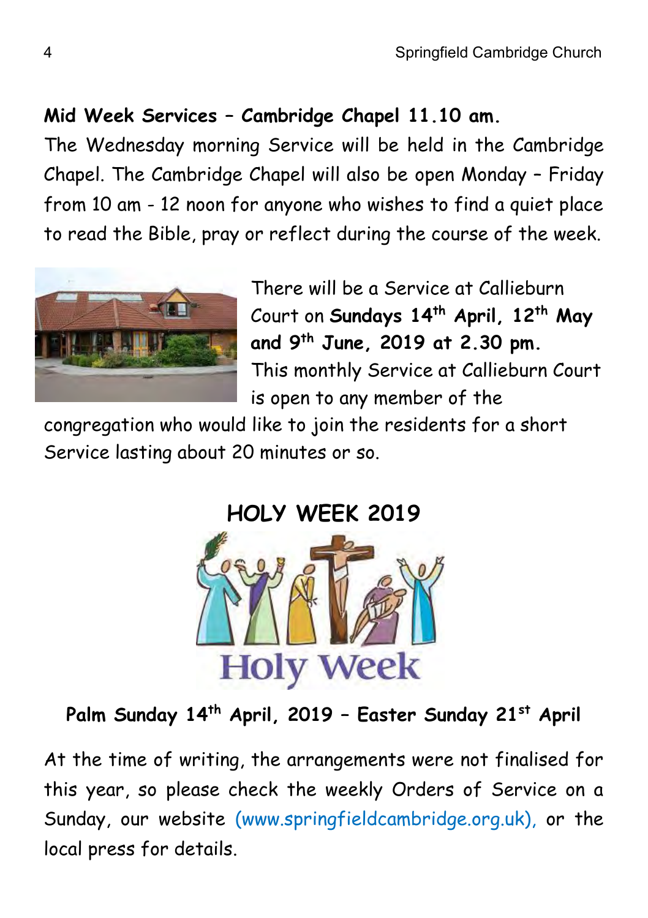**Mid Week Services – Cambridge Chapel 11.10 am.**

The Wednesday morning Service will be held in the Cambridge Chapel. The Cambridge Chapel will also be open Monday – Friday from 10 am - 12 noon for anyone who wishes to find a quiet place to read the Bible, pray or reflect during the course of the week.

There will be a Service at Callieburn Court on **Sundays 14th April, 12th May and 9th June, 2019 at 2.30 pm.** This monthly Service at Callieburn Court is open to any member of the congregation who would like to join the residents for a short Service lasting about 20 minutes or so.

## HOLY WEEK 2019

Holy Week

**Palm Sunday 14th April, 2019 – Easter Sunday 21st April**

At the time of writing, the arrangements were not finalised for this year, so please check the weekly Orders of Service on a Sunday, our website (www.springfieldcambridge.org.uk), or the local press for details.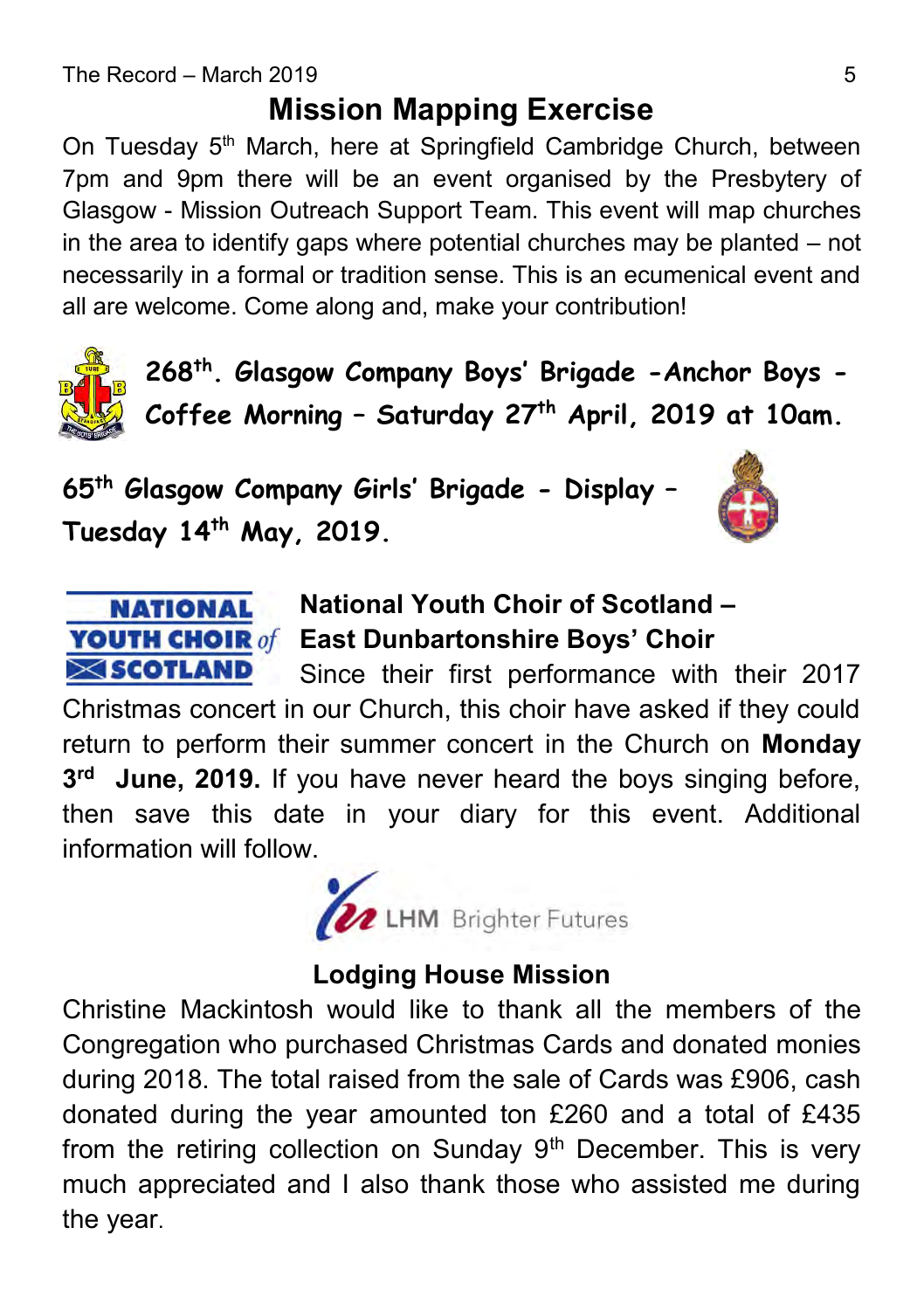## Mission Mapping Exercise

On Tuesday 5th March, here at Springfield Cambridge Church, between 7pm and 9pm there will be an event organised by the Presbytery of Glasgow - Mission Outreach Support Team. This event will map churches in the area to identify gaps where potential churches may be planted – not necessarily in a formal or tradition sense. This is an ecumenical event and all are welcome. Come along and, make your contribution!

**268th. Glasgow Company Boys' Brigade -Anchor Boys - Coffee Morning – Saturday 27th April, 2019 at 10am.**

**65th Glasgow Company Girls' Brigade - Display – Tuesday 14th May, 2019.**

**National Youth Choir of Scotland – East Dunbartonshire Boys' Choir**

Since their first performance with their 2017 Christmas concert in our Church, this choir have asked if they could return to perform their summer concert in the Church on **Monday 3rd June, 2019.** If you have never heard the boys singing before, then save this date in your diary for this event. Additional information will follow.

LHM Brighter Futures

**Lodging House Mission**

Christine Mackintosh would like to thank all the members of the Congregation who purchased Christmas Cards and donated monies during 2018. The total raised from the sale of Cards was £906, cash donated during the year amounted ton £260 and a total of £435 from the retiring collection on Sunday 9th December. This is very much appreciated and I also thank those who assisted me during the year.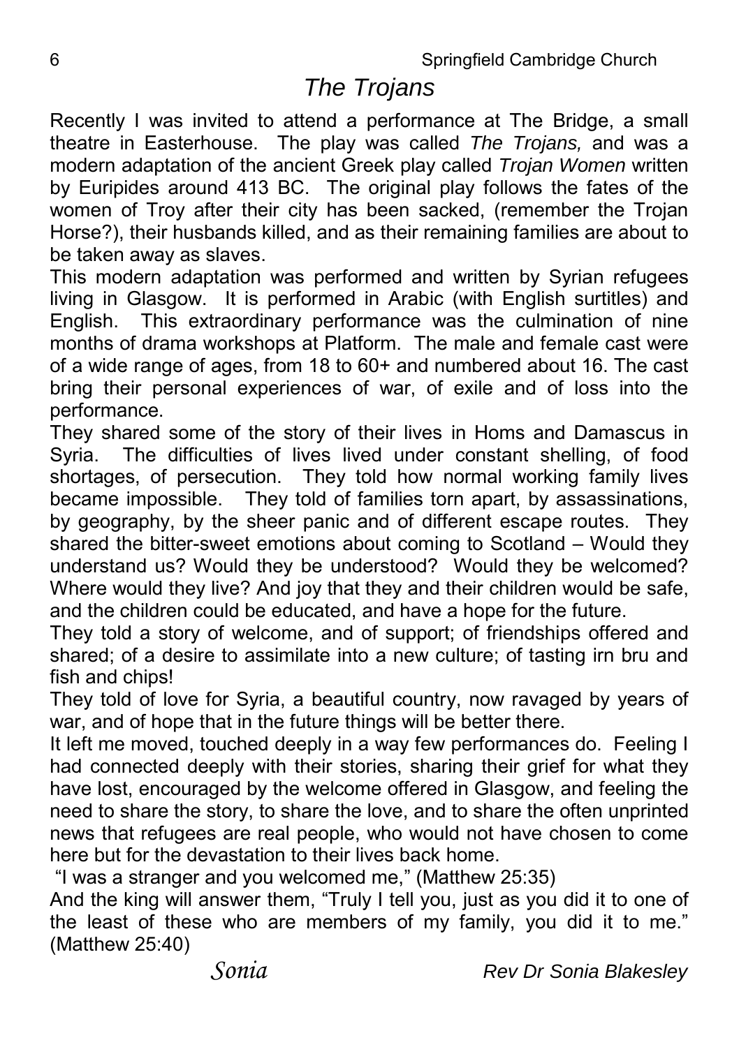# *The Trojans*

Recently I was invited to attend a performance at The Bridge, a small theatre in Easterhouse. The play was called *The Trojans,* and was a modern adaptation of the ancient Greek play called *Trojan Women* written by Euripides around 413 BC. The original play follows the fates of the women of Troy after their city has been sacked, (remember the Trojan Horse?), their husbands killed, and as their remaining families are about to be taken away as slaves.

This modern adaptation was performed and written by Syrian refugees living in Glasgow. It is performed in Arabic (with English surtitles) and English. This extraordinary performance was the culmination of nine months of drama workshops at Platform. The male and female cast were of a wide range of ages, from 18 to 60+ and numbered about 16. The cast bring their personal experiences of war, of exile and of loss into the performance.

They shared some of the story of their lives in Homs and Damascus in Syria. The difficulties of lives lived under constant shelling, of food shortages, of persecution. They told how normal working family lives became impossible. They told of families torn apart, by assassinations, by geography, by the sheer panic and of different escape routes. They shared the bitter-sweet emotions about coming to Scotland – Would they understand us? Would they be understood? Would they be welcomed? Where would they live? And joy that they and their children would be safe, and the children could be educated, and have a hope for the future.

They told a story of welcome, and of support; of friendships offered and shared; of a desire to assimilate into a new culture; of tasting irn bru and fish and chips!

They told of love for Syria, a beautiful country, now ravaged by years of war, and of hope that in the future things will be better there.

It left me moved, touched deeply in a way few performances do. Feeling I had connected deeply with their stories, sharing their grief for what they have lost, encouraged by the welcome offered in Glasgow, and feeling the need to share the story, to share the love, and to share the often unprinted news that refugees are real people, who would not have chosen to come here but for the devastation to their lives back home.

"I was a stranger and you welcomed me," (Matthew 25:35)

And the king will answer them, "Truly I tell you, just as you did it to one of the least of these who are members of my family, you did it to me." (Matthew 25:40)

*Sonia* *Rev Dr Sonia Blakesley*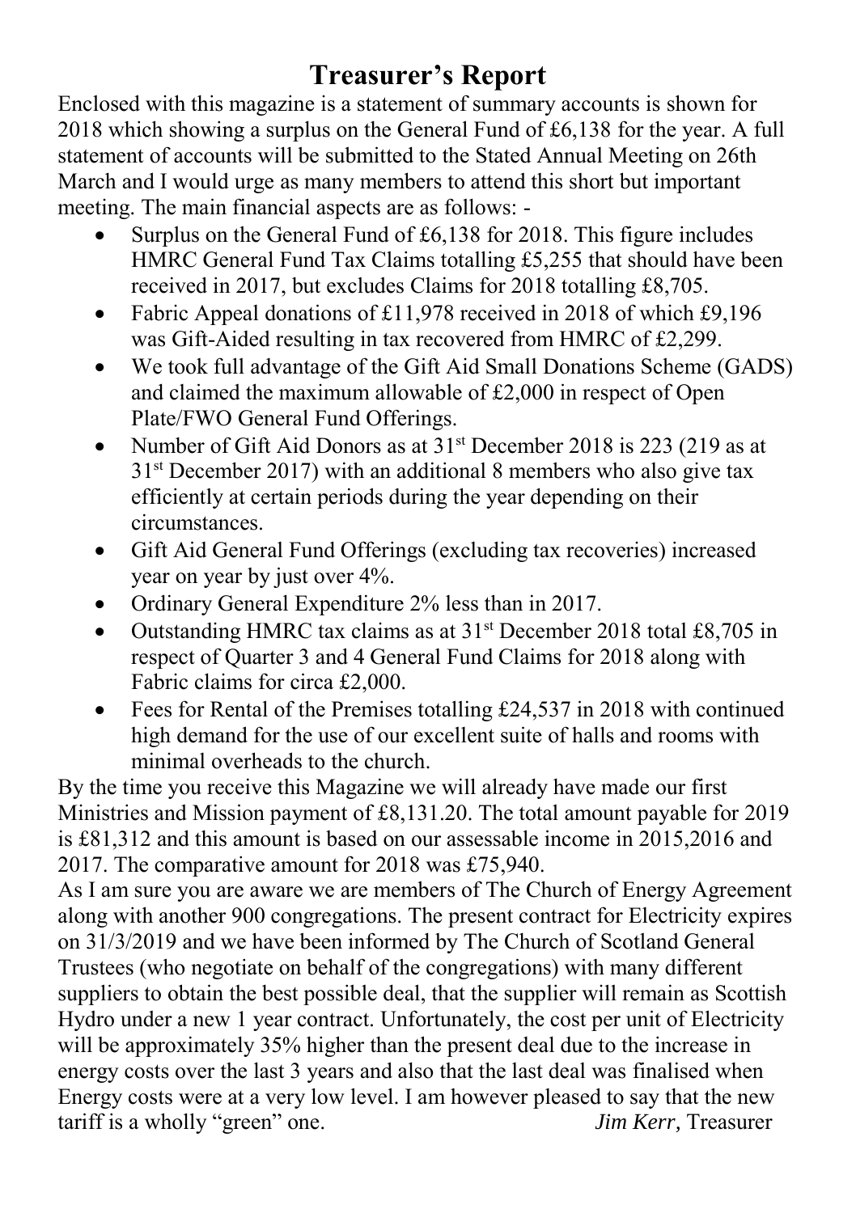# Treasurer's Report

Enclosed with this magazine is a statement of summary accounts is shown for 2018 which showing a surplus on the General Fund of £6,138 for the year. A full statement of accounts will be submitted to the Stated Annual Meeting on 26th March and I would urge as many members to attend this short but important meeting. The main financial aspects are as follows: -

- Surplus on the General Fund of £6,138 for 2018. This figure includes HMRC General Fund Tax Claims totalling £5,255 that should have been received in 2017, but excludes Claims for 2018 totalling £8,705.
- Fabric Appeal donations of £11,978 received in 2018 of which £9,196 was Gift-Aided resulting in tax recovered from HMRC of £2,299.
- We took full advantage of the Gift Aid Small Donations Scheme (GADS) and claimed the maximum allowable of £2,000 in respect of Open Plate/FWO General Fund Offerings.
- Number of Gift Aid Donors as at 31st December 2018 is 223 (219 as at 31st December 2017) with an additional 8 members who also give tax efficiently at certain periods during the year depending on their circumstances.
- Gift Aid General Fund Offerings (excluding tax recoveries) increased year on year by just over 4%.
- Ordinary General Expenditure 2% less than in 2017.
- Outstanding HMRC tax claims as at 31st December 2018 total £8,705 in respect of Quarter 3 and 4 General Fund Claims for 2018 along with Fabric claims for circa £2,000.
- Fees for Rental of the Premises totalling £24,537 in 2018 with continued high demand for the use of our excellent suite of halls and rooms with minimal overheads to the church.

By the time you receive this Magazine we will already have made our first Ministries and Mission payment of £8,131.20. The total amount payable for 2019 is £81,312 and this amount is based on our assessable income in 2015,2016 and 2017. The comparative amount for 2018 was £75,940.

As I am sure you are aware we are members of The Church of Energy Agreement along with another 900 congregations. The present contract for Electricity expires on 31/3/2019 and we have been informed by The Church of Scotland General Trustees (who negotiate on behalf of the congregations) with many different suppliers to obtain the best possible deal, that the supplier will remain as Scottish Hydro under a new 1 year contract. Unfortunately, the cost per unit of Electricity will be approximately 35% higher than the present deal due to the increase in energy costs over the last 3 years and also that the last deal was finalised when Energy costs were at a very low level. I am however pleased to say that the new tariff is a wholly "green" one.

*Jim Kerr,* Treasurer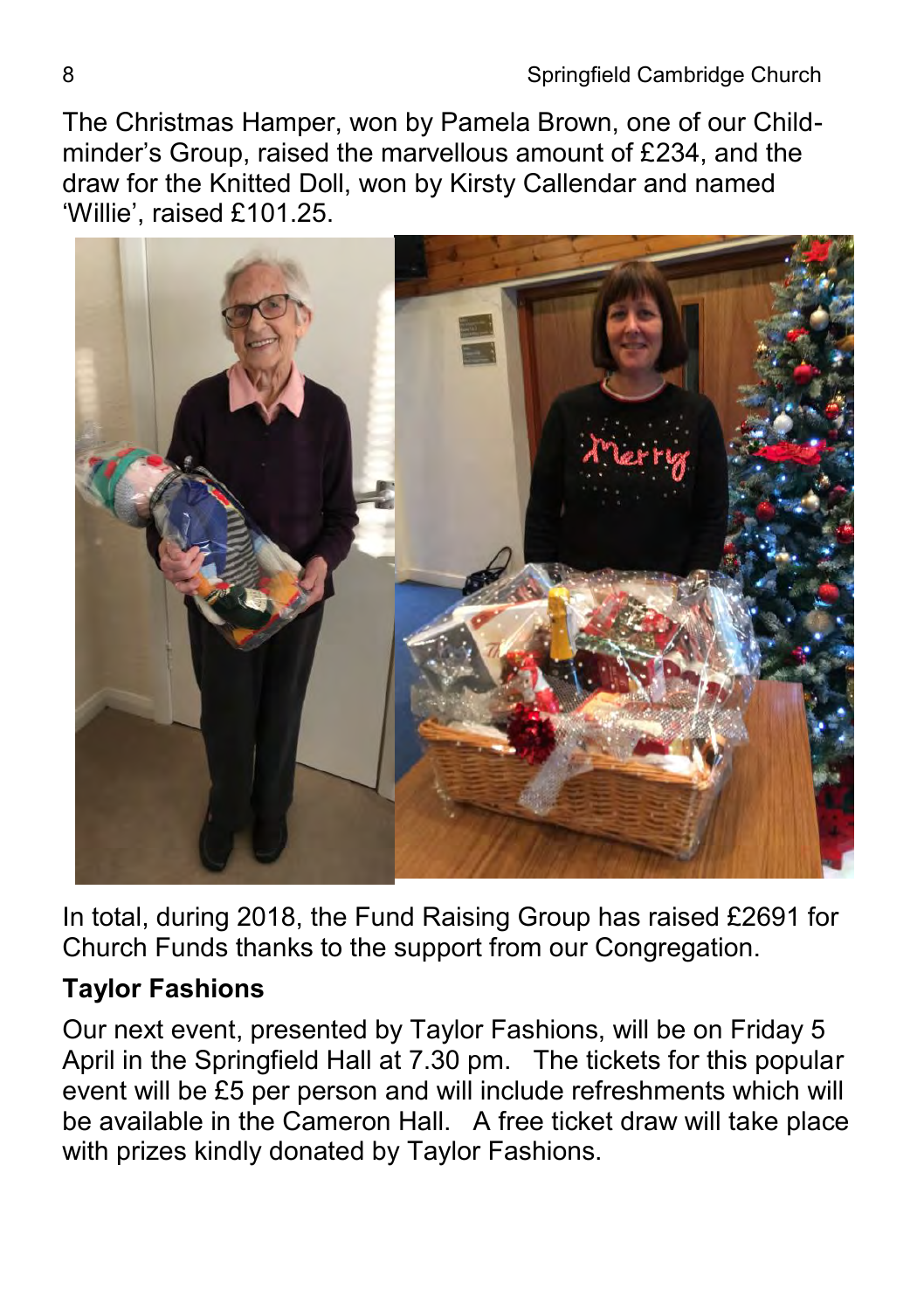The Christmas Hamper, won by Pamela Brown, one of our Child-minder's Group, raised the marvellous amount of £234, and the draw for the Knitted Doll, won by Kirsty Callendar and named 'Willie', raised £101.25.

In total, during 2018, the Fund Raising Group has raised £2691 for Church Funds thanks to the support from our Congregation.

**Taylor Fashions**

Our next event, presented by Taylor Fashions, will be on Friday 5 April in the Springfield Hall at 7.30 pm. The tickets for this popular event will be £5 per person and will include refreshments which will be available in the Cameron Hall. A free ticket draw will take place with prizes kindly donated by Taylor Fashions.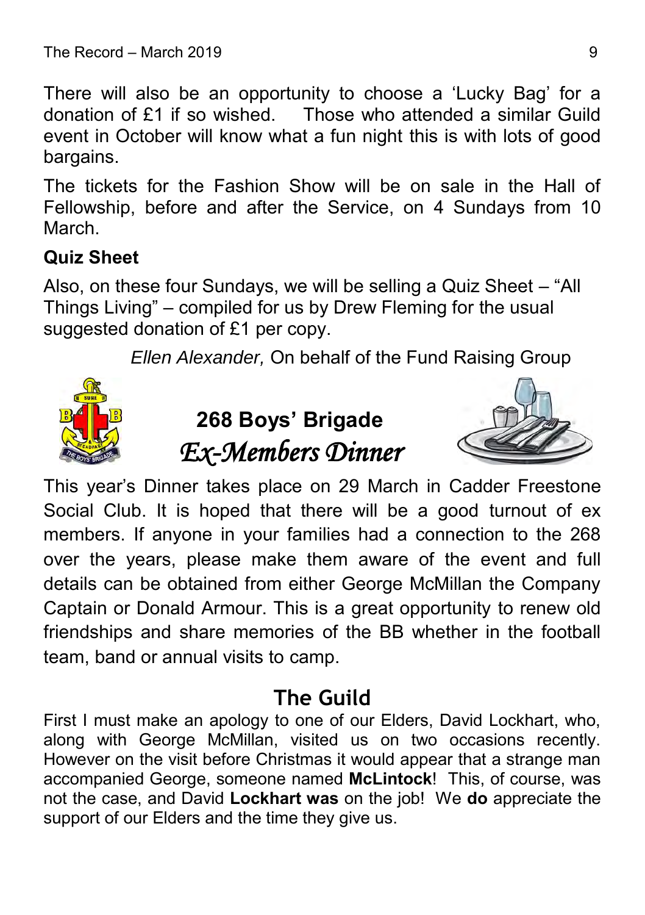There will also be an opportunity to choose a 'Lucky Bag' for a donation of £1 if so wished. Those who attended a similar Guild event in October will know what a fun night this is with lots of good bargains.

The tickets for the Fashion Show will be on sale in the Hall of Fellowship, before and after the Service, on 4 Sundays from 10 March.

**Quiz Sheet**

Also, on these four Sundays, we will be selling a Quiz Sheet – "All Things Living" – compiled for us by Drew Fleming for the usual suggested donation of £1 per copy.

*Ellen Alexander,* On behalf of the Fund Raising Group

## 268 Boys' Brigade *Ex-Members Dinner*

This year's Dinner takes place on 29 March in Cadder Freestone Social Club. It is hoped that there will be a good turnout of ex members. If anyone in your families had a connection to the 268 over the years, please make them aware of the event and full details can be obtained from either George McMillan the Company Captain or Donald Armour. This is a great opportunity to renew old friendships and share memories of the BB whether in the football team, band or annual visits to camp.

## The Guild

First I must make an apology to one of our Elders, David Lockhart, who, along with George McMillan, visited us on two occasions recently. However on the visit before Christmas it would appear that a strange man accompanied George, someone named **McLintock**! This, of course, was not the case, and David **Lockhart was** on the job! We **do** appreciate the support of our Elders and the time they give us.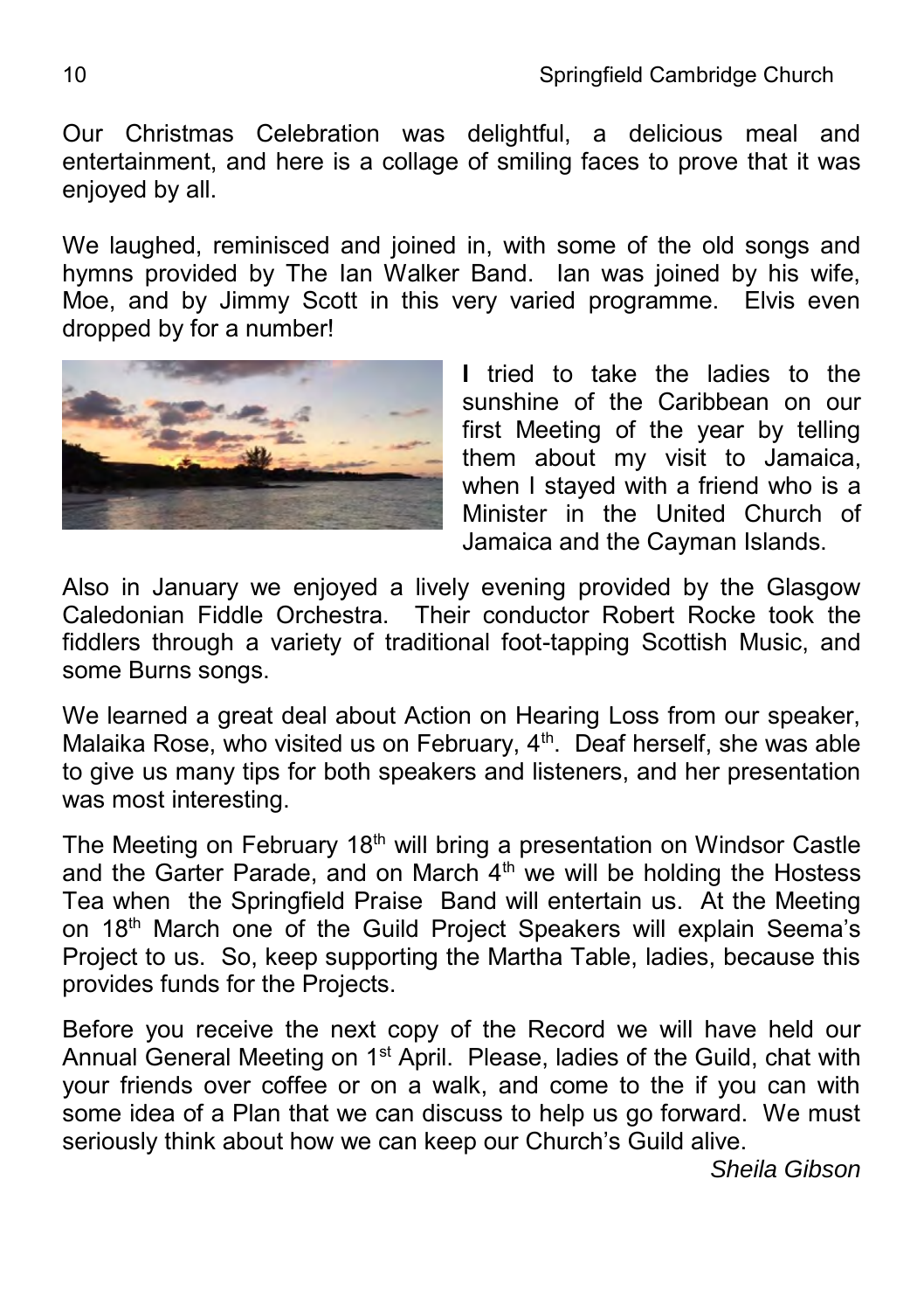Our Christmas Celebration was delightful, a delicious meal and entertainment, and here is a collage of smiling faces to prove that it was enjoyed by all.

We laughed, reminisced and joined in, with some of the old songs and hymns provided by The Ian Walker Band. Ian was joined by his wife, Moe, and by Jimmy Scott in this very varied programme. Elvis even dropped by for a number!

**I** tried to take the ladies to the sunshine of the Caribbean on our first Meeting of the year by telling them about my visit to Jamaica, when I stayed with a friend who is a Minister in the United Church of Jamaica and the Cayman Islands.

Also in January we enjoyed a lively evening provided by the Glasgow Caledonian Fiddle Orchestra. Their conductor Robert Rocke took the fiddlers through a variety of traditional foot-tapping Scottish Music, and some Burns songs.

We learned a great deal about Action on Hearing Loss from our speaker, Malaika Rose, who visited us on February, 4th. Deaf herself, she was able to give us many tips for both speakers and listeners, and her presentation was most interesting.

The Meeting on February 18th will bring a presentation on Windsor Castle and the Garter Parade, and on March 4th we will be holding the Hostess Tea when the Springfield Praise Band will entertain us. At the Meeting on 18th March one of the Guild Project Speakers will explain Seema's Project to us. So, keep supporting the Martha Table, ladies, because this provides funds for the Projects.

Before you receive the next copy of the Record we will have held our Annual General Meeting on 1st April. Please, ladies of the Guild, chat with your friends over coffee or on a walk, and come to the if you can with some idea of a Plan that we can discuss to help us go forward. We must seriously think about how we can keep our Church's Guild alive.

*Sheila Gibson*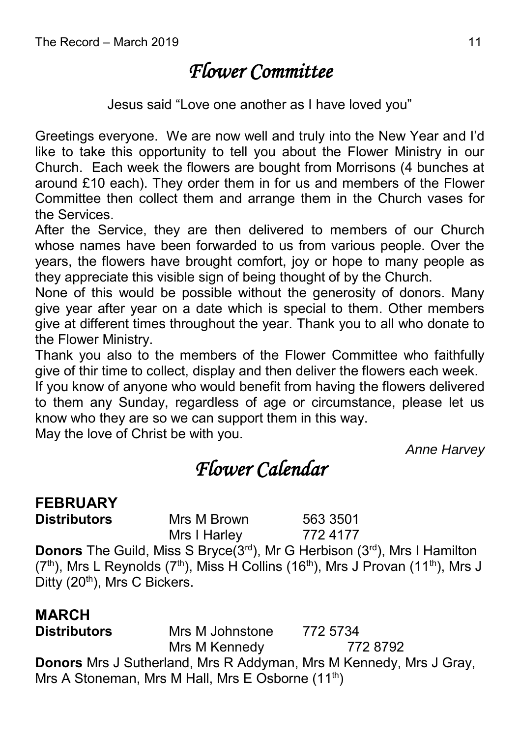# *Flower Committee*

Jesus said "Love one another as I have loved you"

Greetings everyone. We are now well and truly into the New Year and I'd like to take this opportunity to tell you about the Flower Ministry in our Church. Each week the flowers are bought from Morrisons (4 bunches at around £10 each). They order them in for us and members of the Flower Committee then collect them and arrange them in the Church vases for the Services.

After the Service, they are then delivered to members of our Church whose names have been forwarded to us from various people. Over the years, the flowers have brought comfort, joy or hope to many people as they appreciate this visible sign of being thought of by the Church.

None of this would be possible without the generosity of donors. Many give year after year on a date which is special to them. Other members give at different times throughout the year. Thank you to all who donate to the Flower Ministry.

Thank you also to the members of the Flower Committee who faithfully give of thir time to collect, display and then deliver the flowers each week.

If you know of anyone who would benefit from having the flowers delivered to them any Sunday, regardless of age or circumstance, please let us know who they are so we can support them in this way.

May the love of Christ be with you.

*Anne Harvey*

# *Flower Calendar*

## FEBRUARY

**Distributors** Mrs M Brown 563 3501
Mrs I Harley 772 4177

**Donors** The Guild, Miss S Bryce(3rd), Mr G Herbison (3rd), Mrs I Hamilton (7th), Mrs L Reynolds (7th), Miss H Collins (16th), Mrs J Provan (11th), Mrs J Ditty (20th), Mrs C Bickers.

## MARCH

**Distributors** Mrs M Johnstone 772 5734
Mrs M Kennedy 772 8792

**Donors** Mrs J Sutherland, Mrs R Addyman, Mrs M Kennedy, Mrs J Gray, Mrs A Stoneman, Mrs M Hall, Mrs E Osborne (11th)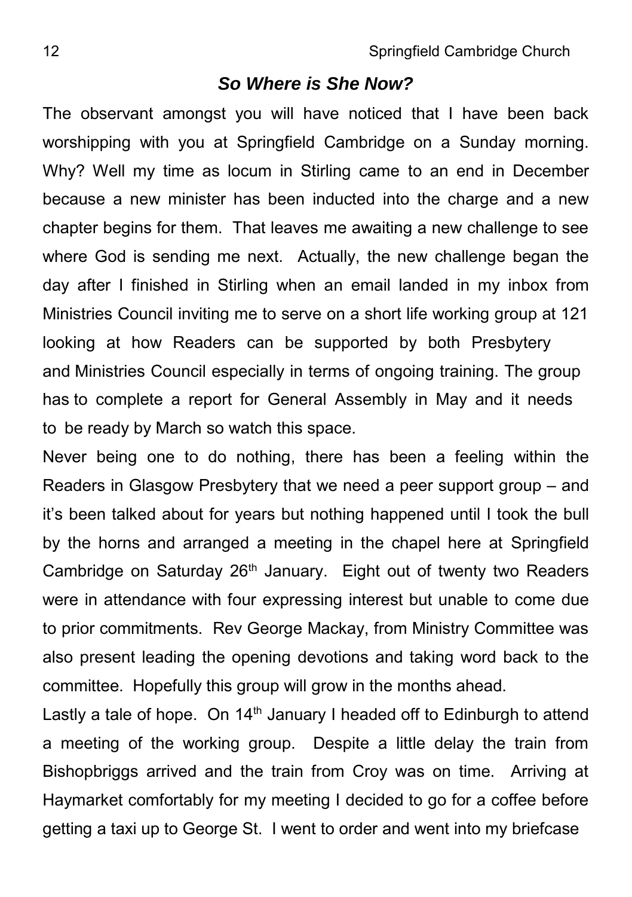## *So Where is She Now?*

The observant amongst you will have noticed that I have been back worshipping with you at Springfield Cambridge on a Sunday morning. Why? Well my time as locum in Stirling came to an end in December because a new minister has been inducted into the charge and a new chapter begins for them. That leaves me awaiting a new challenge to see where God is sending me next. Actually, the new challenge began the day after I finished in Stirling when an email landed in my inbox from Ministries Council inviting me to serve on a short life working group at 121 looking at how Readers can be supported by both Presbytery and Ministries Council especially in terms of ongoing training. The group has to complete a report for General Assembly in May and it needs to be ready by March so watch this space.

Never being one to do nothing, there has been a feeling within the Readers in Glasgow Presbytery that we need a peer support group – and it's been talked about for years but nothing happened until I took the bull by the horns and arranged a meeting in the chapel here at Springfield Cambridge on Saturday 26th January. Eight out of twenty two Readers were in attendance with four expressing interest but unable to come due to prior commitments. Rev George Mackay, from Ministry Committee was also present leading the opening devotions and taking word back to the committee. Hopefully this group will grow in the months ahead.

Lastly a tale of hope. On 14th January I headed off to Edinburgh to attend a meeting of the working group. Despite a little delay the train from Bishopbriggs arrived and the train from Croy was on time. Arriving at Haymarket comfortably for my meeting I decided to go for a coffee before getting a taxi up to George St. I went to order and went into my briefcase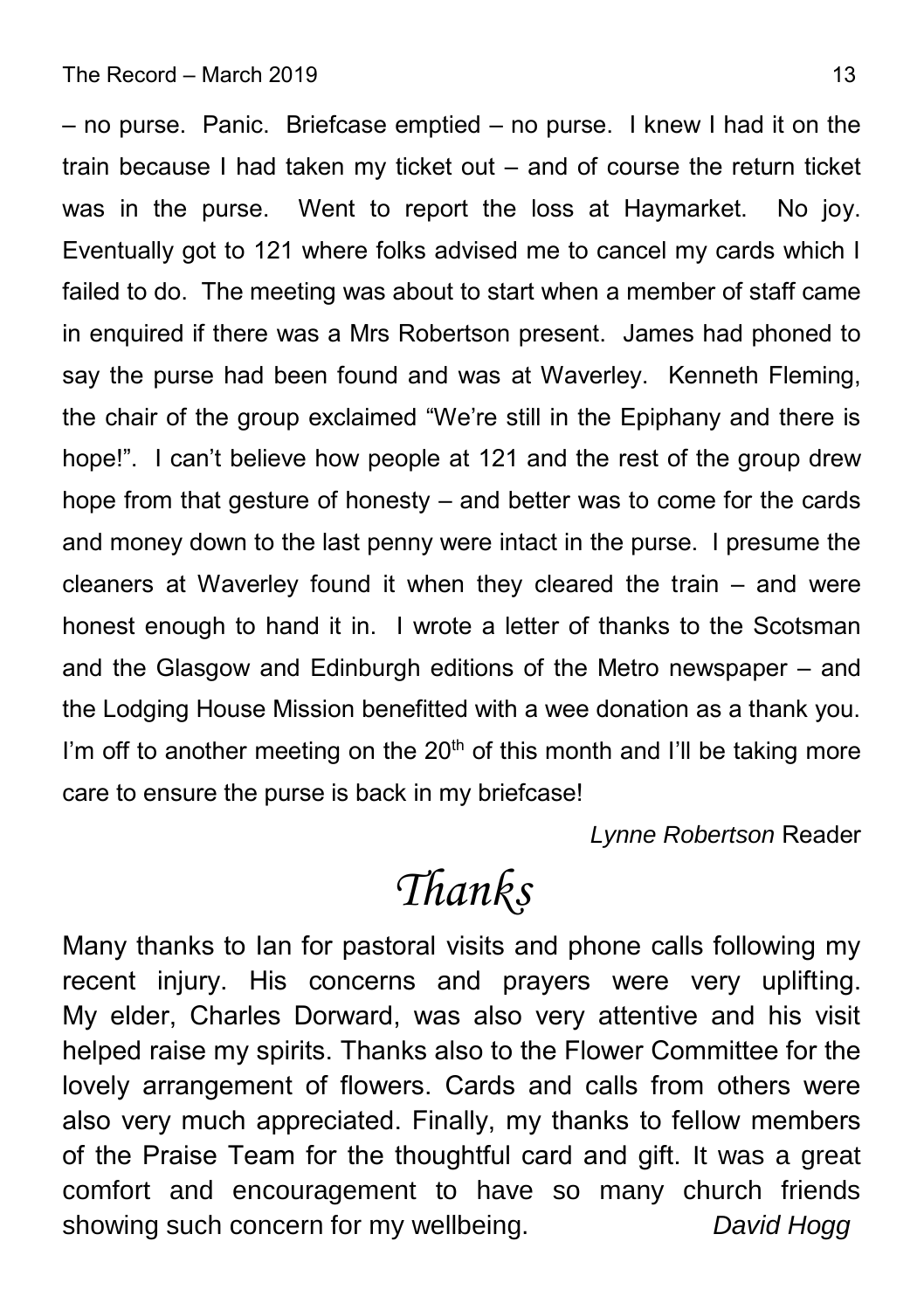– no purse. Panic. Briefcase emptied – no purse. I knew I had it on the train because I had taken my ticket out – and of course the return ticket was in the purse. Went to report the loss at Haymarket. No joy. Eventually got to 121 where folks advised me to cancel my cards which I failed to do. The meeting was about to start when a member of staff came in enquired if there was a Mrs Robertson present. James had phoned to say the purse had been found and was at Waverley. Kenneth Fleming, the chair of the group exclaimed "We're still in the Epiphany and there is hope!". I can't believe how people at 121 and the rest of the group drew hope from that gesture of honesty – and better was to come for the cards and money down to the last penny were intact in the purse. I presume the cleaners at Waverley found it when they cleared the train – and were honest enough to hand it in. I wrote a letter of thanks to the Scotsman and the Glasgow and Edinburgh editions of the Metro newspaper – and the Lodging House Mission benefitted with a wee donation as a thank you. I'm off to another meeting on the 20th of this month and I'll be taking more care to ensure the purse is back in my briefcase!

*Lynne Robertson* Reader

# *Thanks*

Many thanks to Ian for pastoral visits and phone calls following my recent injury. His concerns and prayers were very uplifting. My elder, Charles Dorward, was also very attentive and his visit helped raise my spirits. Thanks also to the Flower Committee for the lovely arrangement of flowers. Cards and calls from others were also very much appreciated. Finally, my thanks to fellow members of the Praise Team for the thoughtful card and gift. It was a great comfort and encouragement to have so many church friends showing such concern for my wellbeing. *David Hogg*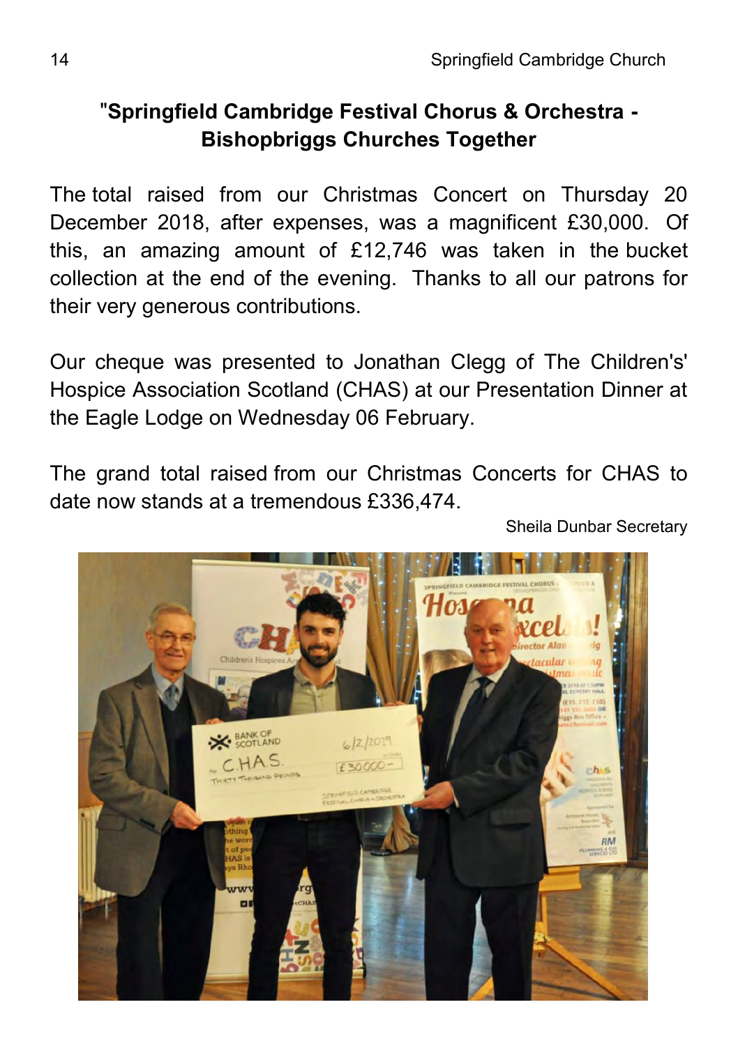## "Springfield Cambridge Festival Chorus & Orchestra - Bishopbriggs Churches Together

The total raised from our Christmas Concert on Thursday 20 December 2018, after expenses, was a magnificent £30,000. Of this, an amazing amount of £12,746 was taken in the bucket collection at the end of the evening. Thanks to all our patrons for their very generous contributions.

Our cheque was presented to Jonathan Clegg of The Children's' Hospice Association Scotland (CHAS) at our Presentation Dinner at the Eagle Lodge on Wednesday 06 February.

The grand total raised from our Christmas Concerts for CHAS to date now stands at a tremendous £336,474.

Sheila Dunbar Secretary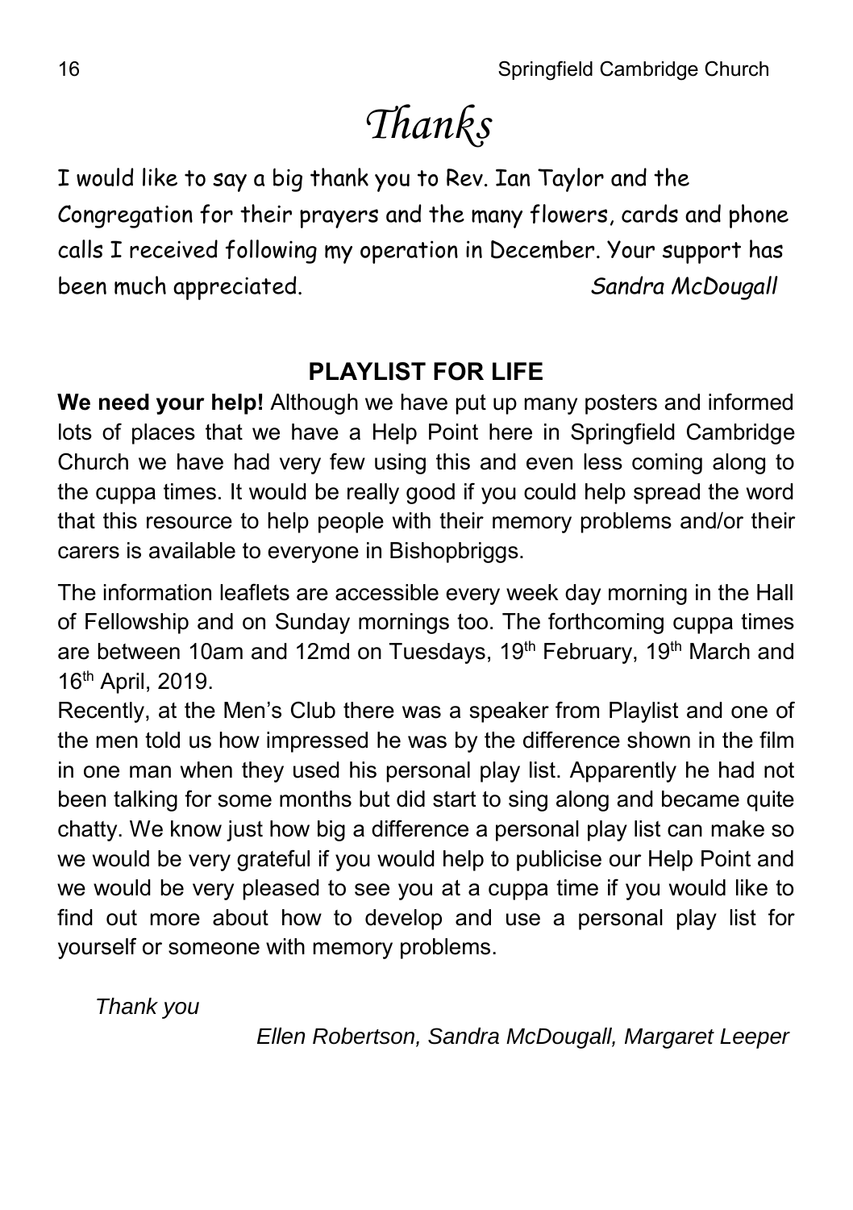# *Thanks*

I would like to say a big thank you to Rev. Ian Taylor and the Congregation for their prayers and the many flowers, cards and phone calls I received following my operation in December. Your support has been much appreciated. *Sandra McDougall*

## PLAYLIST FOR LIFE

**We need your help!** Although we have put up many posters and informed lots of places that we have a Help Point here in Springfield Cambridge Church we have had very few using this and even less coming along to the cuppa times. It would be really good if you could help spread the word that this resource to help people with their memory problems and/or their carers is available to everyone in Bishopbriggs.

The information leaflets are accessible every week day morning in the Hall of Fellowship and on Sunday mornings too. The forthcoming cuppa times are between 10am and 12md on Tuesdays, 19th February, 19th March and 16th April, 2019.

Recently, at the Men's Club there was a speaker from Playlist and one of the men told us how impressed he was by the difference shown in the film in one man when they used his personal play list. Apparently he had not been talking for some months but did start to sing along and became quite chatty. We know just how big a difference a personal play list can make so we would be very grateful if you would help to publicise our Help Point and we would be very pleased to see you at a cuppa time if you would like to find out more about how to develop and use a personal play list for yourself or someone with memory problems.

*Thank you*

*Ellen Robertson, Sandra McDougall, Margaret Leeper*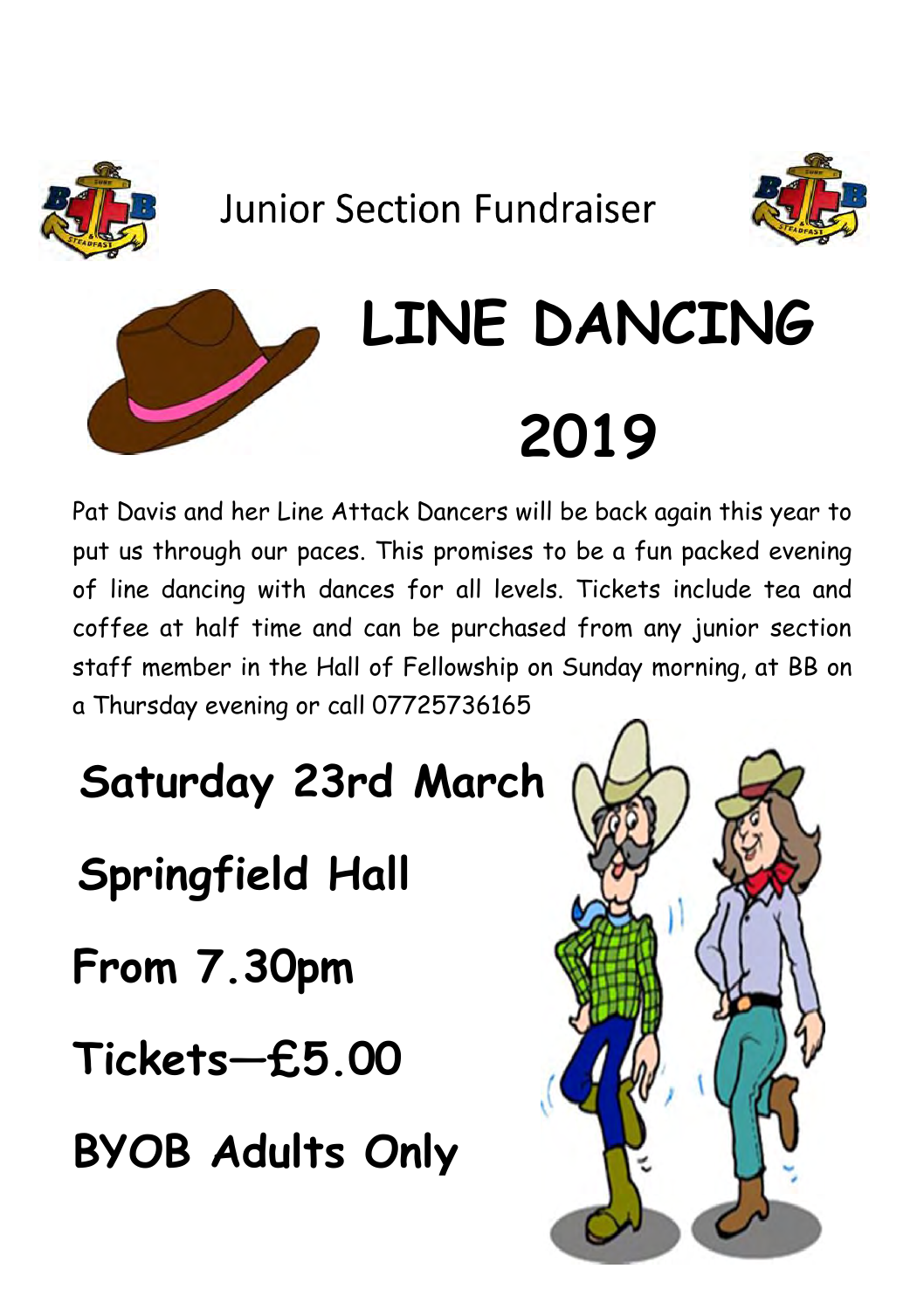Junior Section Fundraiser

# LINE DANCING

# 2019

Pat Davis and her Line Attack Dancers will be back again this year to put us through our paces. This promises to be a fun packed evening of line dancing with dances for all levels. Tickets include tea and coffee at half time and can be purchased from any junior section staff member in the Hall of Fellowship on Sunday morning, at BB on a Thursday evening or call 07725736165

**Saturday 23rd March**

**Springfield Hall**

**From 7.30pm**

**Tickets—£5.00**

**BYOB Adults Only**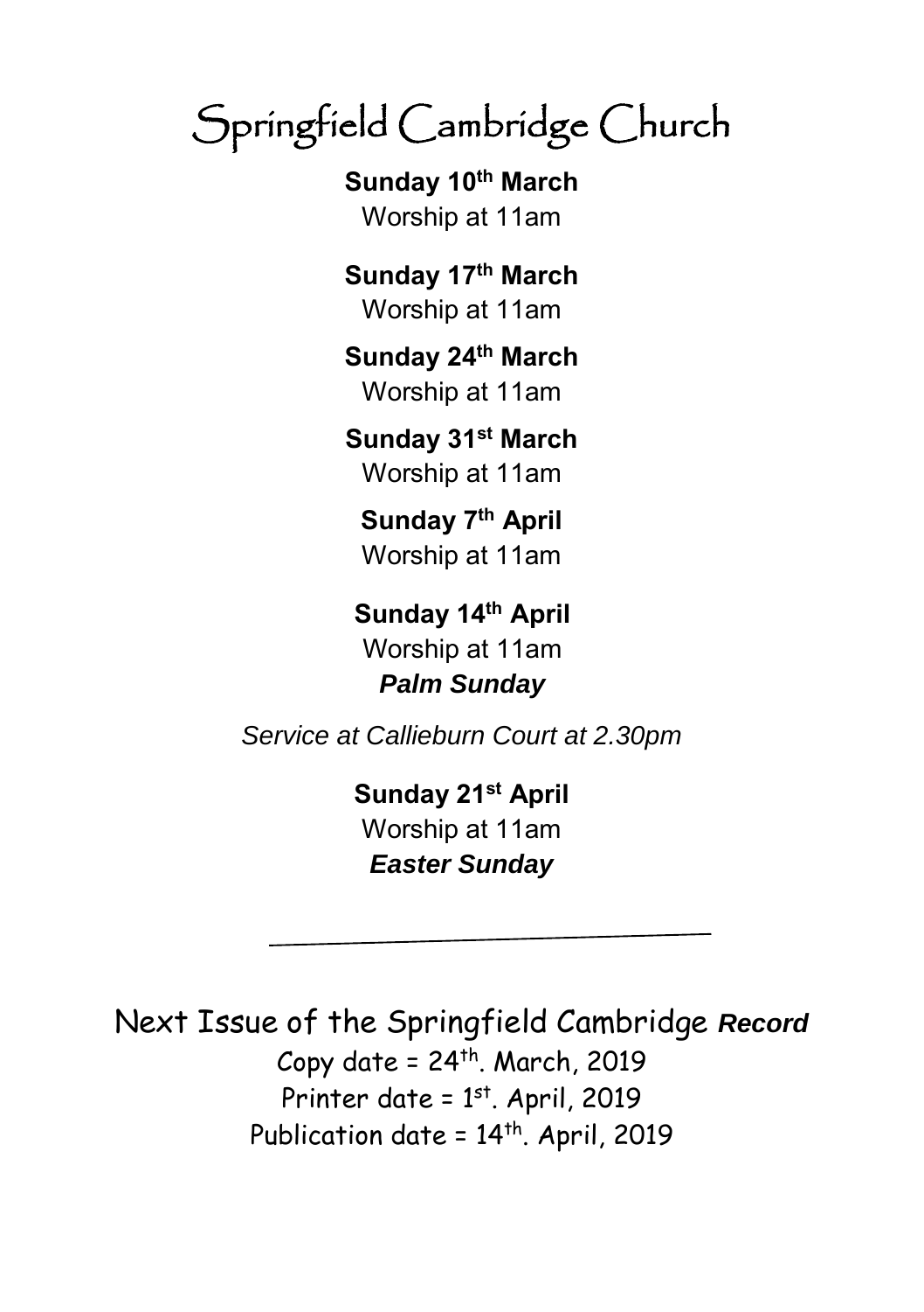# Springfield Cambridge Church

**Sunday 10th March**
Worship at 11am

**Sunday 17th March**
Worship at 11am

**Sunday 24th March**
Worship at 11am

**Sunday 31st March**
Worship at 11am

**Sunday 7th April**
Worship at 11am

**Sunday 14th April**
Worship at 11am
***Palm Sunday***

*Service at Callieburn Court at 2.30pm*

**Sunday 21st April**
Worship at 11am
***Easter Sunday***

---

Next Issue of the Springfield Cambridge ***Record***
Copy date = 24th. March, 2019
Printer date = 1st. April, 2019
Publication date = 14th. April, 2019